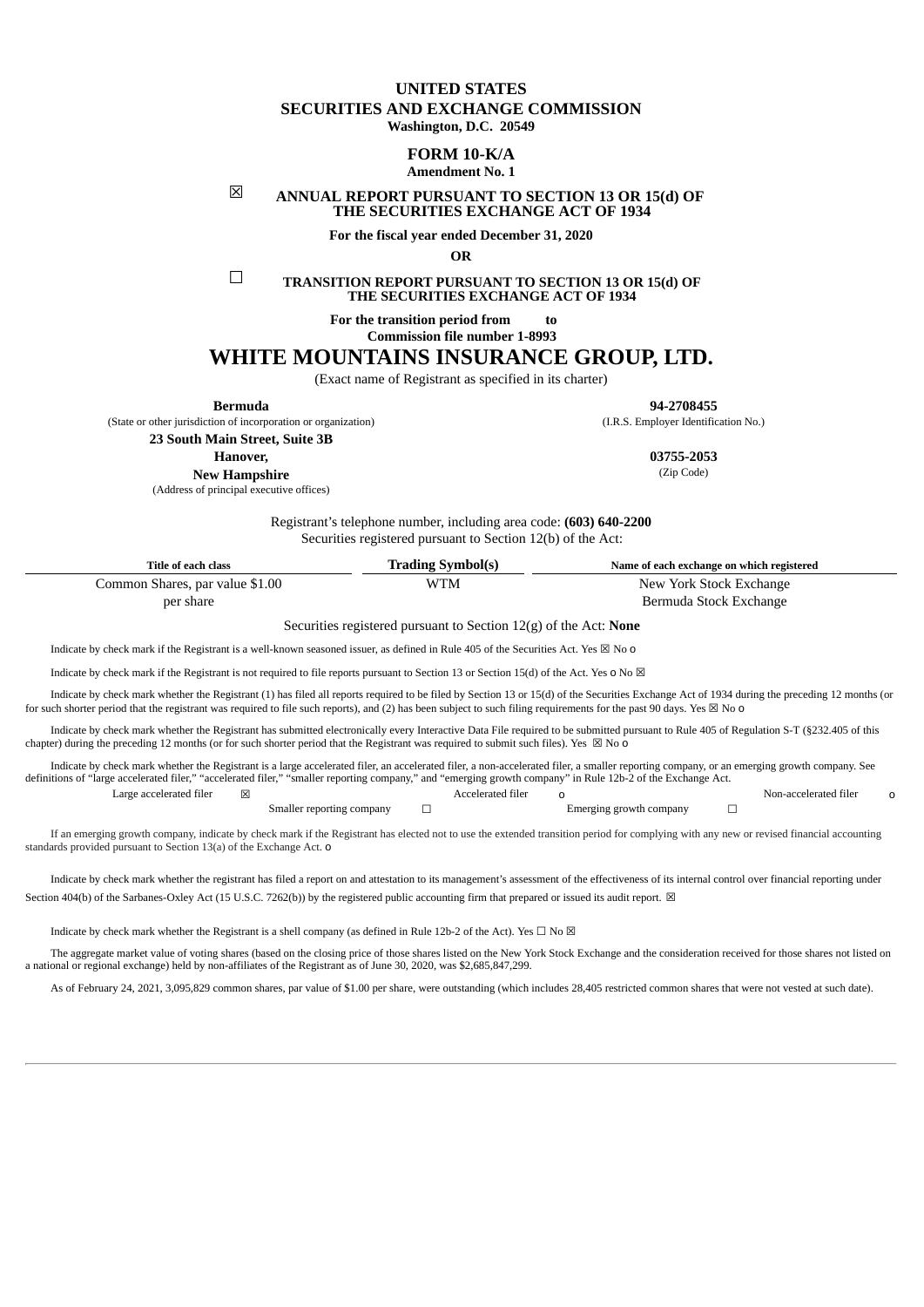# UNITED STATES
# SECURITIES AND EXCHANGE COMMISSION
**Washington, D.C. 20549**

## FORM 10-K/A
**Amendment No. 1**

☒ **ANNUAL REPORT PURSUANT TO SECTION 13 OR 15(d) OF THE SECURITIES EXCHANGE ACT OF 1934**

**For the fiscal year ended December 31, 2020**

**OR**

☐ **TRANSITION REPORT PURSUANT TO SECTION 13 OR 15(d) OF THE SECURITIES EXCHANGE ACT OF 1934**

**For the transition period from to**
**Commission file number 1-8993**

# WHITE MOUNTAINS INSURANCE GROUP, LTD.

(Exact name of Registrant as specified in its charter)

| | |
|---|---|
| **Bermuda** | **94-2708455** |
| (State or other jurisdiction of incorporation or organization) | (I.R.S. Employer Identification No.) |
| **23 South Main Street, Suite 3B** | |
| **Hanover,** | **03755-2053** |
| **New Hampshire** | (Zip Code) |
| (Address of principal executive offices) | |

Registrant's telephone number, including area code: **(603) 640-2200**
Securities registered pursuant to Section 12(b) of the Act:

| Title of each class | Trading Symbol(s) | Name of each exchange on which registered |
|---|---|---|
| Common Shares, par value $1.00 per share | WTM | New York Stock Exchange<br>Bermuda Stock Exchange |

Securities registered pursuant to Section 12(g) of the Act: **None**

Indicate by check mark if the Registrant is a well-known seasoned issuer, as defined in Rule 405 of the Securities Act. Yes ☒ No o

Indicate by check mark if the Registrant is not required to file reports pursuant to Section 13 or Section 15(d) of the Act. Yes o No ☒

Indicate by check mark whether the Registrant (1) has filed all reports required to be filed by Section 13 or 15(d) of the Securities Exchange Act of 1934 during the preceding 12 months (or for such shorter period that the registrant was required to file such reports), and (2) has been subject to such filing requirements for the past 90 days. Yes ☒ No o

Indicate by check mark whether the Registrant has submitted electronically every Interactive Data File required to be submitted pursuant to Rule 405 of Regulation S-T (§232.405 of this chapter) during the preceding 12 months (or for such shorter period that the Registrant was required to submit such files). Yes ☒ No o

Indicate by check mark whether the Registrant is a large accelerated filer, an accelerated filer, a non-accelerated filer, a smaller reporting company, or an emerging growth company. See definitions of "large accelerated filer," "accelerated filer," "smaller reporting company," and "emerging growth company" in Rule 12b-2 of the Exchange Act.

| | | | | | |
|---|---|---|---|---|---|
| Large accelerated filer | ☒ | Accelerated filer | o | Non-accelerated filer | o |
| Smaller reporting company | ☐ | Emerging growth company | ☐ | | |

If an emerging growth company, indicate by check mark if the Registrant has elected not to use the extended transition period for complying with any new or revised financial accounting standards provided pursuant to Section 13(a) of the Exchange Act. o

Indicate by check mark whether the registrant has filed a report on and attestation to its management's assessment of the effectiveness of its internal control over financial reporting under Section 404(b) of the Sarbanes-Oxley Act (15 U.S.C. 7262(b)) by the registered public accounting firm that prepared or issued its audit report. ☒

Indicate by check mark whether the Registrant is a shell company (as defined in Rule 12b-2 of the Act). Yes ☐ No ☒

The aggregate market value of voting shares (based on the closing price of those shares listed on the New York Stock Exchange and the consideration received for those shares not listed on a national or regional exchange) held by non-affiliates of the Registrant as of June 30, 2020, was $2,685,847,299.

As of February 24, 2021, 3,095,829 common shares, par value of $1.00 per share, were outstanding (which includes 28,405 restricted common shares that were not vested at such date).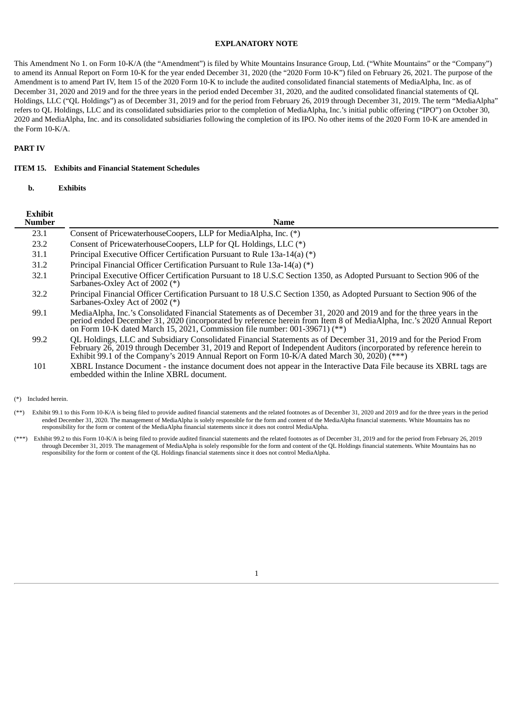**EXPLANATORY NOTE**

This Amendment No 1. on Form 10-K/A (the "Amendment") is filed by White Mountains Insurance Group, Ltd. ("White Mountains" or the "Company") to amend its Annual Report on Form 10-K for the year ended December 31, 2020 (the "2020 Form 10-K") filed on February 26, 2021. The purpose of the Amendment is to amend Part IV, Item 15 of the 2020 Form 10-K to include the audited consolidated financial statements of MediaAlpha, Inc. as of December 31, 2020 and 2019 and for the three years in the period ended December 31, 2020, and the audited consolidated financial statements of QL Holdings, LLC ("QL Holdings") as of December 31, 2019 and for the period from February 26, 2019 through December 31, 2019. The term "MediaAlpha" refers to QL Holdings, LLC and its consolidated subsidiaries prior to the completion of MediaAlpha, Inc.'s initial public offering ("IPO") on October 30, 2020 and MediaAlpha, Inc. and its consolidated subsidiaries following the completion of its IPO. No other items of the 2020 Form 10-K are amended in the Form 10-K/A.

**PART IV**

**ITEM 15. Exhibits and Financial Statement Schedules**

**b. Exhibits**

| Exhibit Number | Name |
|---|---|
| 23.1 | Consent of PricewaterhouseCoopers, LLP for MediaAlpha, Inc. (*) |
| 23.2 | Consent of PricewaterhouseCoopers, LLP for QL Holdings, LLC (*) |
| 31.1 | Principal Executive Officer Certification Pursuant to Rule 13a-14(a) (*) |
| 31.2 | Principal Financial Officer Certification Pursuant to Rule 13a-14(a) (*) |
| 32.1 | Principal Executive Officer Certification Pursuant to 18 U.S.C Section 1350, as Adopted Pursuant to Section 906 of the Sarbanes-Oxley Act of 2002 (*) |
| 32.2 | Principal Financial Officer Certification Pursuant to 18 U.S.C Section 1350, as Adopted Pursuant to Section 906 of the Sarbanes-Oxley Act of 2002 (*) |
| 99.1 | MediaAlpha, Inc.'s Consolidated Financial Statements as of December 31, 2020 and 2019 and for the three years in the period ended December 31, 2020 (incorporated by reference herein from Item 8 of MediaAlpha, Inc.'s 2020 Annual Report on Form 10-K dated March 15, 2021, Commission file number: 001-39671) (**) |
| 99.2 | QL Holdings, LLC and Subsidiary Consolidated Financial Statements as of December 31, 2019 and for the Period From February 26, 2019 through December 31, 2019 and Report of Independent Auditors (incorporated by reference herein to Exhibit 99.1 of the Company's 2019 Annual Report on Form 10-K/A dated March 30, 2020) (***) |
| 101 | XBRL Instance Document - the instance document does not appear in the Interactive Data File because its XBRL tags are embedded within the Inline XBRL document. |

(*) Included herein.

(**) Exhibit 99.1 to this Form 10-K/A is being filed to provide audited financial statements and the related footnotes as of December 31, 2020 and 2019 and for the three years in the period ended December 31, 2020. The management of MediaAlpha is solely responsible for the form and content of the MediaAlpha financial statements. White Mountains has no responsibility for the form or content of the MediaAlpha financial statements since it does not control MediaAlpha.

(***) Exhibit 99.2 to this Form 10-K/A is being filed to provide audited financial statements and the related footnotes as of December 31, 2019 and for the period from February 26, 2019 through December 31, 2019. The management of MediaAlpha is solely responsible for the form and content of the QL Holdings financial statements. White Mountains has no responsibility for the form or content of the QL Holdings financial statements since it does not control MediaAlpha.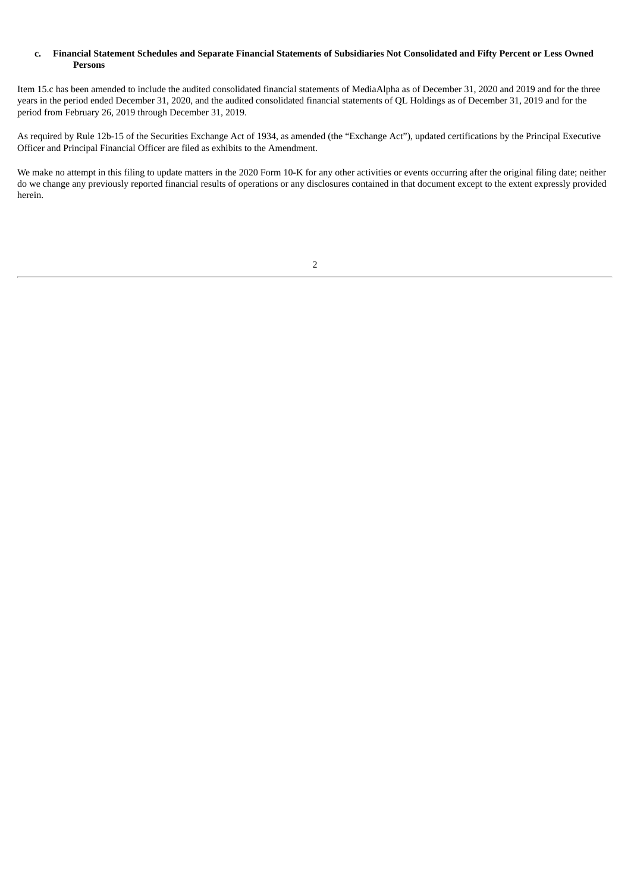**c. Financial Statement Schedules and Separate Financial Statements of Subsidiaries Not Consolidated and Fifty Percent or Less Owned Persons**

Item 15.c has been amended to include the audited consolidated financial statements of MediaAlpha as of December 31, 2020 and 2019 and for the three years in the period ended December 31, 2020, and the audited consolidated financial statements of QL Holdings as of December 31, 2019 and for the period from February 26, 2019 through December 31, 2019.

As required by Rule 12b-15 of the Securities Exchange Act of 1934, as amended (the "Exchange Act"), updated certifications by the Principal Executive Officer and Principal Financial Officer are filed as exhibits to the Amendment.

We make no attempt in this filing to update matters in the 2020 Form 10-K for any other activities or events occurring after the original filing date; neither do we change any previously reported financial results of operations or any disclosures contained in that document except to the extent expressly provided herein.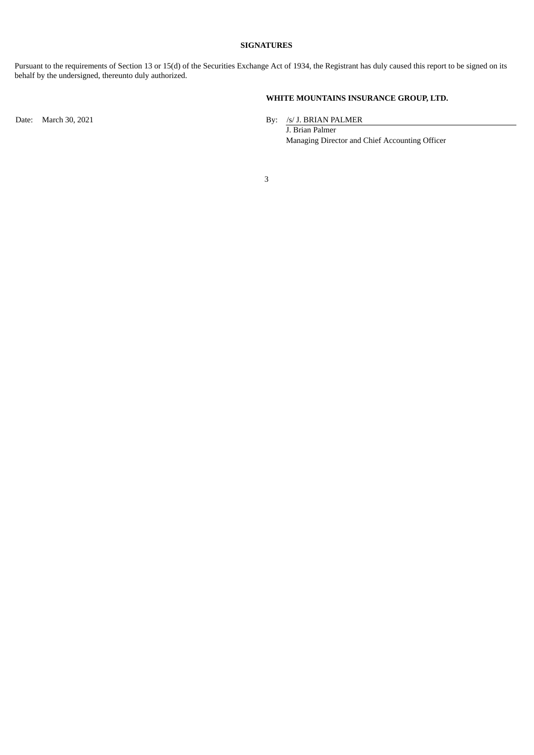**SIGNATURES**

Pursuant to the requirements of Section 13 or 15(d) of the Securities Exchange Act of 1934, the Registrant has duly caused this report to be signed on its behalf by the undersigned, thereunto duly authorized.

**WHITE MOUNTAINS INSURANCE GROUP, LTD.**

Date: March 30, 2021

By: /s/ J. BRIAN PALMER
J. Brian Palmer
Managing Director and Chief Accounting Officer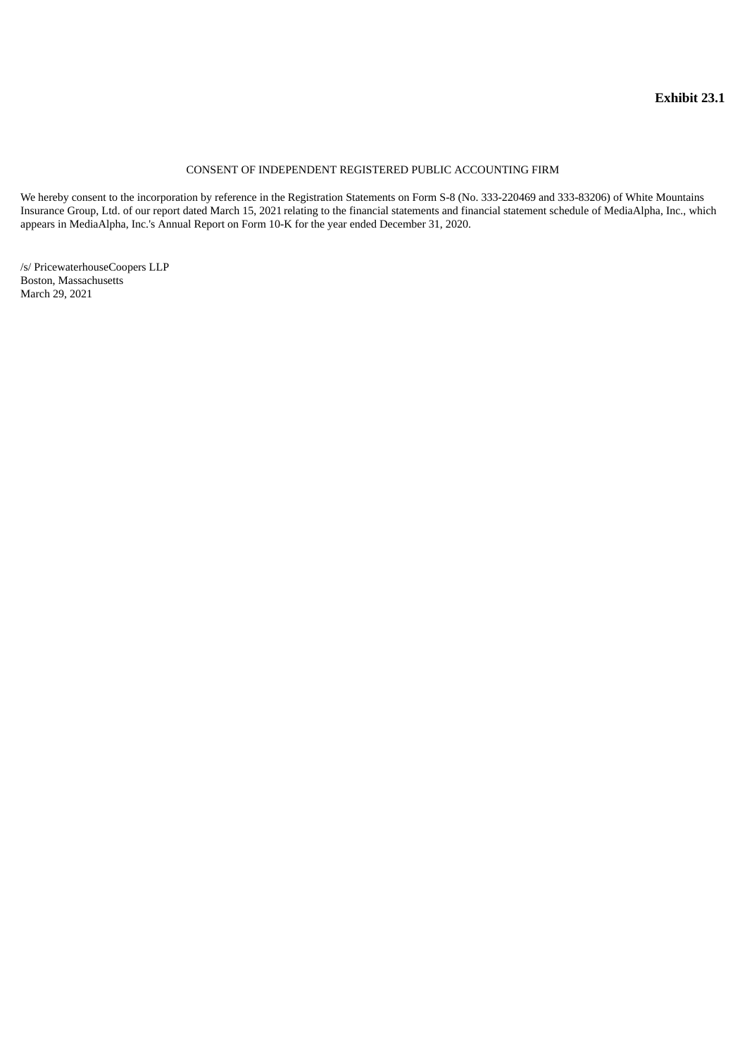**Exhibit 23.1**

CONSENT OF INDEPENDENT REGISTERED PUBLIC ACCOUNTING FIRM

We hereby consent to the incorporation by reference in the Registration Statements on Form S-8 (No. 333-220469 and 333-83206) of White Mountains Insurance Group, Ltd. of our report dated March 15, 2021 relating to the financial statements and financial statement schedule of MediaAlpha, Inc., which appears in MediaAlpha, Inc.'s Annual Report on Form 10-K for the year ended December 31, 2020.

/s/ PricewaterhouseCoopers LLP
Boston, Massachusetts
March 29, 2021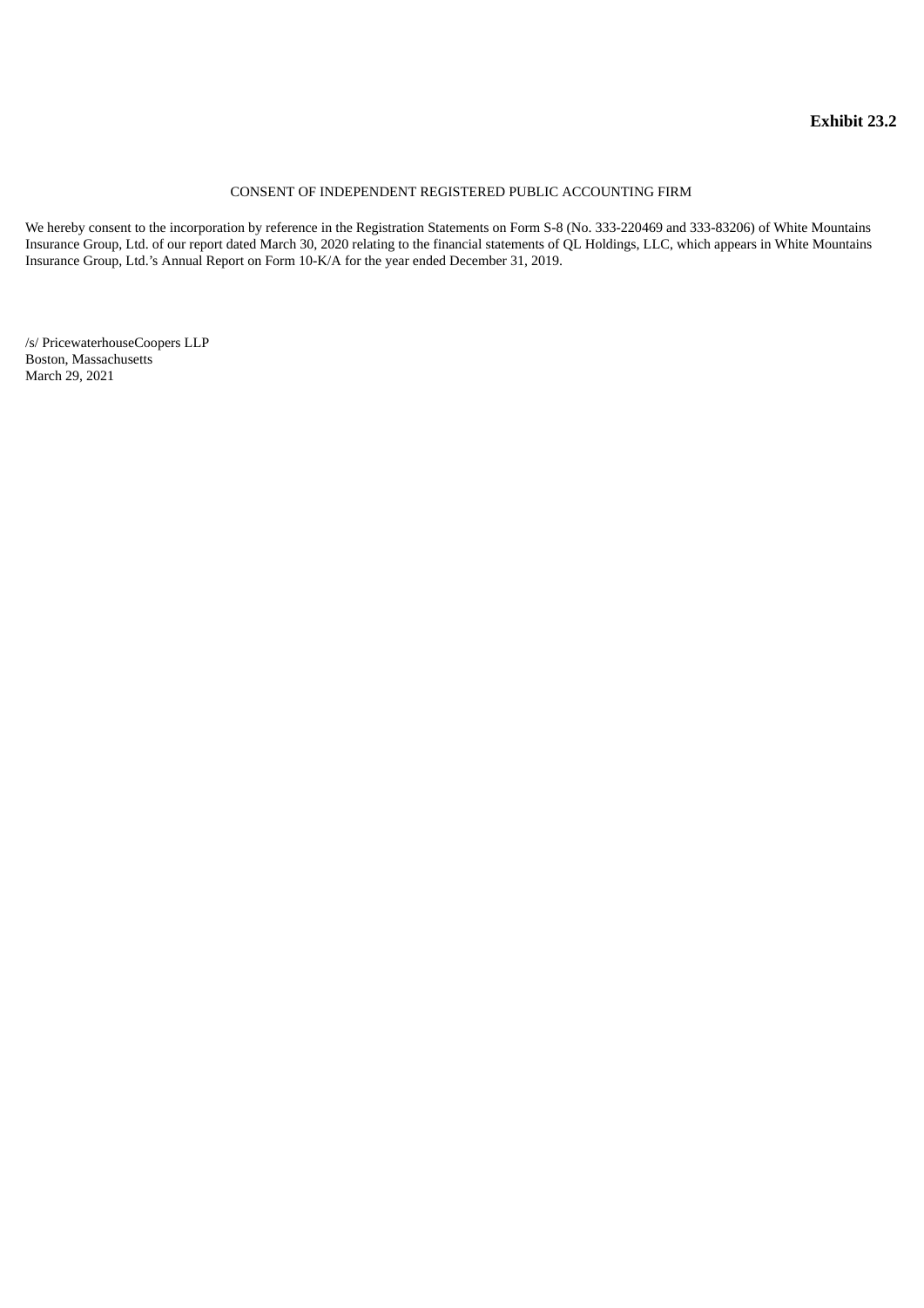**Exhibit 23.2**

CONSENT OF INDEPENDENT REGISTERED PUBLIC ACCOUNTING FIRM

We hereby consent to the incorporation by reference in the Registration Statements on Form S-8 (No. 333-220469 and 333-83206) of White Mountains Insurance Group, Ltd. of our report dated March 30, 2020 relating to the financial statements of QL Holdings, LLC, which appears in White Mountains Insurance Group, Ltd.'s Annual Report on Form 10-K/A for the year ended December 31, 2019.

/s/ PricewaterhouseCoopers LLP
Boston, Massachusetts
March 29, 2021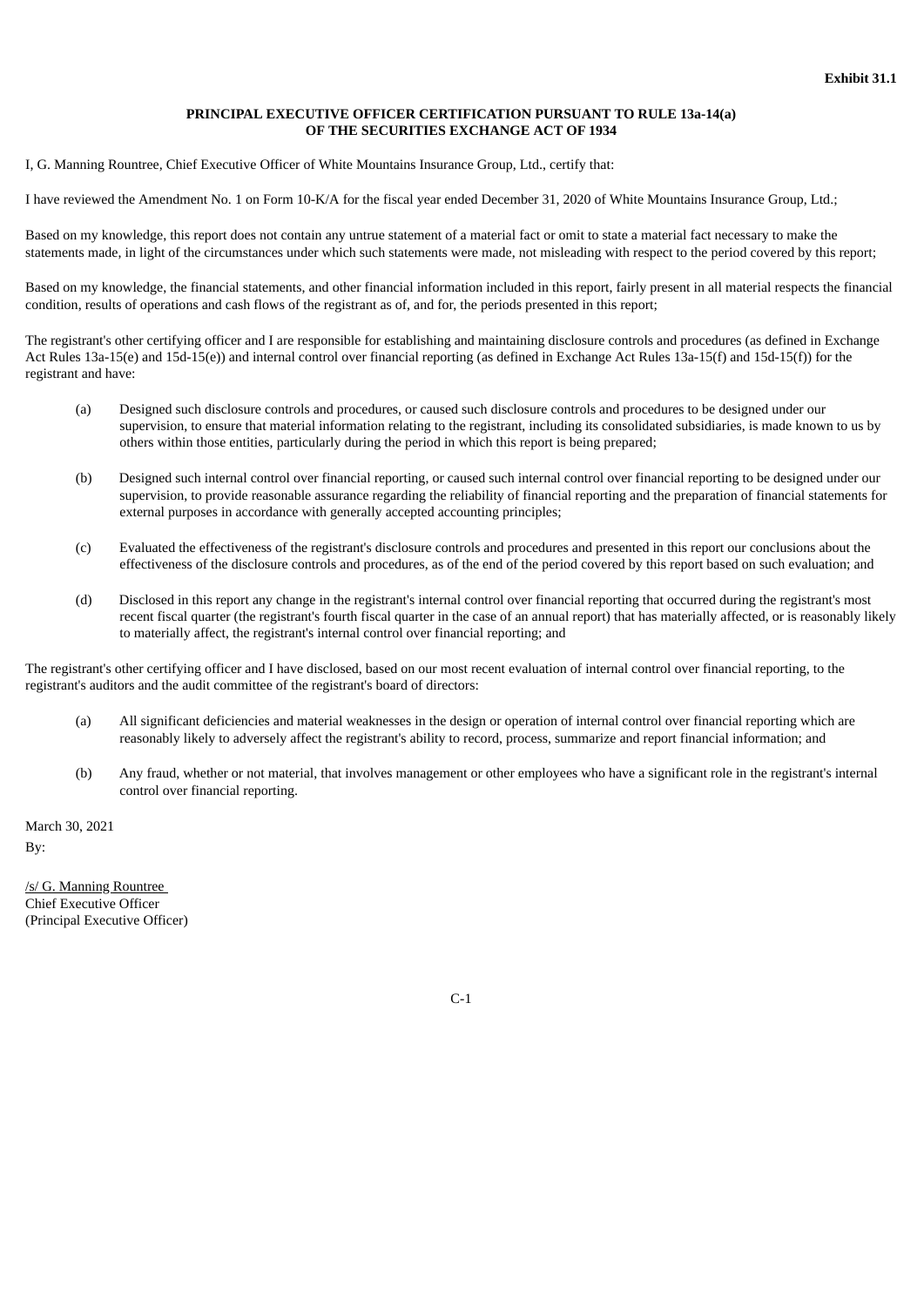**Exhibit 31.1**

**PRINCIPAL EXECUTIVE OFFICER CERTIFICATION PURSUANT TO RULE 13a-14(a)**
**OF THE SECURITIES EXCHANGE ACT OF 1934**

I, G. Manning Rountree, Chief Executive Officer of White Mountains Insurance Group, Ltd., certify that:

I have reviewed the Amendment No. 1 on Form 10-K/A for the fiscal year ended December 31, 2020 of White Mountains Insurance Group, Ltd.;

Based on my knowledge, this report does not contain any untrue statement of a material fact or omit to state a material fact necessary to make the statements made, in light of the circumstances under which such statements were made, not misleading with respect to the period covered by this report;

Based on my knowledge, the financial statements, and other financial information included in this report, fairly present in all material respects the financial condition, results of operations and cash flows of the registrant as of, and for, the periods presented in this report;

The registrant's other certifying officer and I are responsible for establishing and maintaining disclosure controls and procedures (as defined in Exchange Act Rules 13a-15(e) and 15d-15(e)) and internal control over financial reporting (as defined in Exchange Act Rules 13a-15(f) and 15d-15(f)) for the registrant and have:

(a) Designed such disclosure controls and procedures, or caused such disclosure controls and procedures to be designed under our supervision, to ensure that material information relating to the registrant, including its consolidated subsidiaries, is made known to us by others within those entities, particularly during the period in which this report is being prepared;

(b) Designed such internal control over financial reporting, or caused such internal control over financial reporting to be designed under our supervision, to provide reasonable assurance regarding the reliability of financial reporting and the preparation of financial statements for external purposes in accordance with generally accepted accounting principles;

(c) Evaluated the effectiveness of the registrant's disclosure controls and procedures and presented in this report our conclusions about the effectiveness of the disclosure controls and procedures, as of the end of the period covered by this report based on such evaluation; and

(d) Disclosed in this report any change in the registrant's internal control over financial reporting that occurred during the registrant's most recent fiscal quarter (the registrant's fourth fiscal quarter in the case of an annual report) that has materially affected, or is reasonably likely to materially affect, the registrant's internal control over financial reporting; and

The registrant's other certifying officer and I have disclosed, based on our most recent evaluation of internal control over financial reporting, to the registrant's auditors and the audit committee of the registrant's board of directors:

(a) All significant deficiencies and material weaknesses in the design or operation of internal control over financial reporting which are reasonably likely to adversely affect the registrant's ability to record, process, summarize and report financial information; and

(b) Any fraud, whether or not material, that involves management or other employees who have a significant role in the registrant's internal control over financial reporting.

March 30, 2021

By:

/s/ G. Manning Rountree
Chief Executive Officer
(Principal Executive Officer)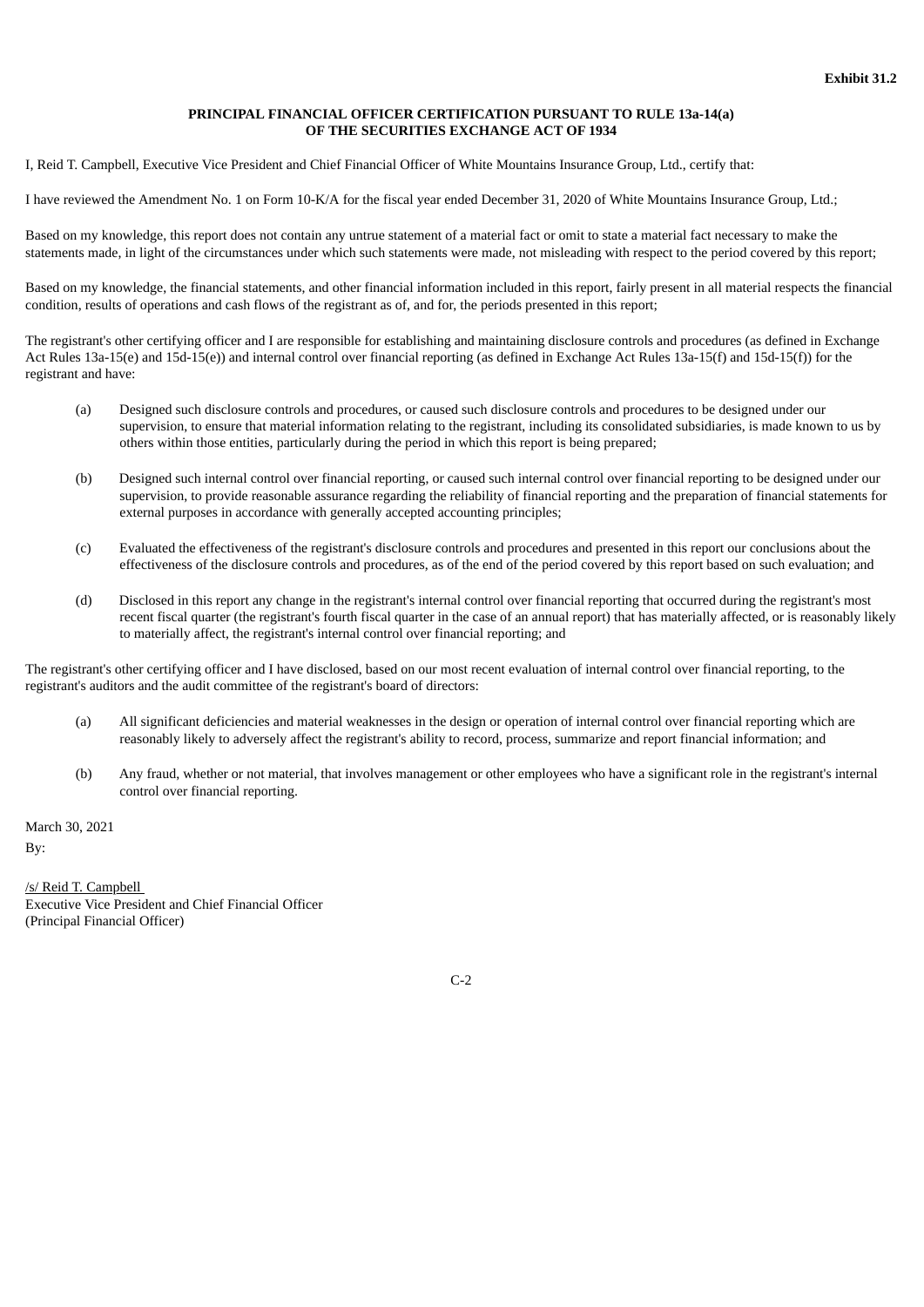**Exhibit 31.2**

**PRINCIPAL FINANCIAL OFFICER CERTIFICATION PURSUANT TO RULE 13a-14(a)
OF THE SECURITIES EXCHANGE ACT OF 1934**

I, Reid T. Campbell, Executive Vice President and Chief Financial Officer of White Mountains Insurance Group, Ltd., certify that:

I have reviewed the Amendment No. 1 on Form 10-K/A for the fiscal year ended December 31, 2020 of White Mountains Insurance Group, Ltd.;

Based on my knowledge, this report does not contain any untrue statement of a material fact or omit to state a material fact necessary to make the statements made, in light of the circumstances under which such statements were made, not misleading with respect to the period covered by this report;

Based on my knowledge, the financial statements, and other financial information included in this report, fairly present in all material respects the financial condition, results of operations and cash flows of the registrant as of, and for, the periods presented in this report;

The registrant's other certifying officer and I are responsible for establishing and maintaining disclosure controls and procedures (as defined in Exchange Act Rules 13a-15(e) and 15d-15(e)) and internal control over financial reporting (as defined in Exchange Act Rules 13a-15(f) and 15d-15(f)) for the registrant and have:

(a) Designed such disclosure controls and procedures, or caused such disclosure controls and procedures to be designed under our supervision, to ensure that material information relating to the registrant, including its consolidated subsidiaries, is made known to us by others within those entities, particularly during the period in which this report is being prepared;

(b) Designed such internal control over financial reporting, or caused such internal control over financial reporting to be designed under our supervision, to provide reasonable assurance regarding the reliability of financial reporting and the preparation of financial statements for external purposes in accordance with generally accepted accounting principles;

(c) Evaluated the effectiveness of the registrant's disclosure controls and procedures and presented in this report our conclusions about the effectiveness of the disclosure controls and procedures, as of the end of the period covered by this report based on such evaluation; and

(d) Disclosed in this report any change in the registrant's internal control over financial reporting that occurred during the registrant's most recent fiscal quarter (the registrant's fourth fiscal quarter in the case of an annual report) that has materially affected, or is reasonably likely to materially affect, the registrant's internal control over financial reporting; and

The registrant's other certifying officer and I have disclosed, based on our most recent evaluation of internal control over financial reporting, to the registrant's auditors and the audit committee of the registrant's board of directors:

(a) All significant deficiencies and material weaknesses in the design or operation of internal control over financial reporting which are reasonably likely to adversely affect the registrant's ability to record, process, summarize and report financial information; and

(b) Any fraud, whether or not material, that involves management or other employees who have a significant role in the registrant's internal control over financial reporting.

March 30, 2021

By:

/s/ Reid T. Campbell
Executive Vice President and Chief Financial Officer
(Principal Financial Officer)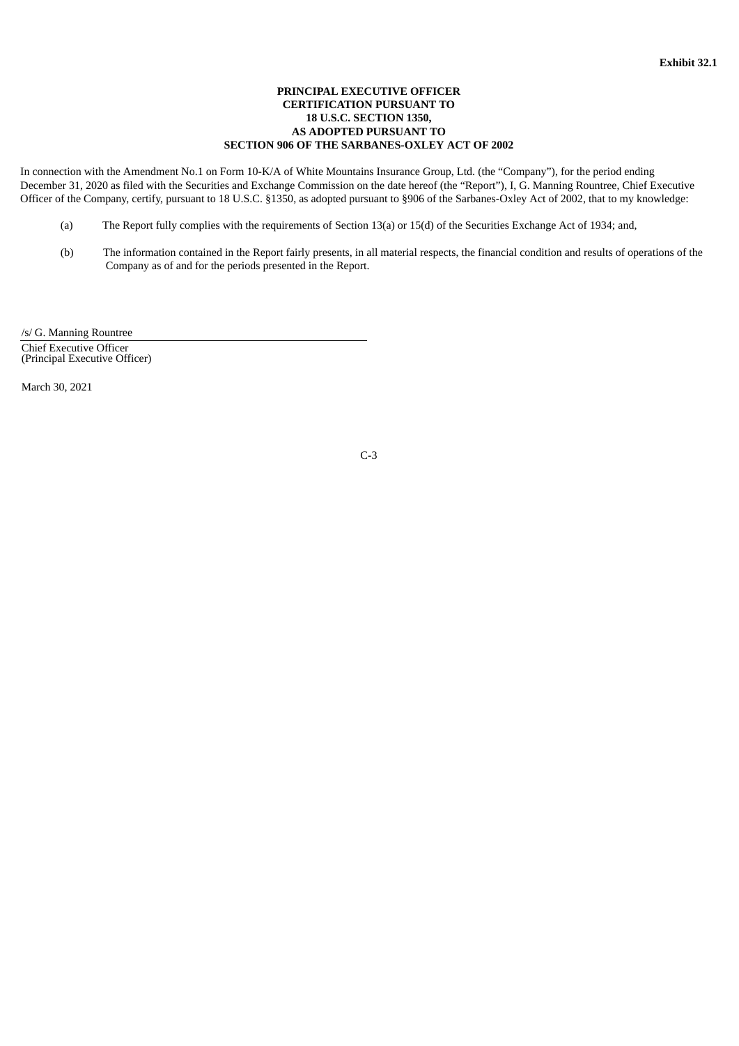**Exhibit 32.1**

**PRINCIPAL EXECUTIVE OFFICER**
**CERTIFICATION PURSUANT TO**
**18 U.S.C. SECTION 1350,**
**AS ADOPTED PURSUANT TO**
**SECTION 906 OF THE SARBANES-OXLEY ACT OF 2002**

In connection with the Amendment No.1 on Form 10-K/A of White Mountains Insurance Group, Ltd. (the "Company"), for the period ending December 31, 2020 as filed with the Securities and Exchange Commission on the date hereof (the "Report"), I, G. Manning Rountree, Chief Executive Officer of the Company, certify, pursuant to 18 U.S.C. §1350, as adopted pursuant to §906 of the Sarbanes-Oxley Act of 2002, that to my knowledge:

(a) The Report fully complies with the requirements of Section 13(a) or 15(d) of the Securities Exchange Act of 1934; and,

(b) The information contained in the Report fairly presents, in all material respects, the financial condition and results of operations of the Company as of and for the periods presented in the Report.

/s/ G. Manning Rountree

Chief Executive Officer
(Principal Executive Officer)

March 30, 2021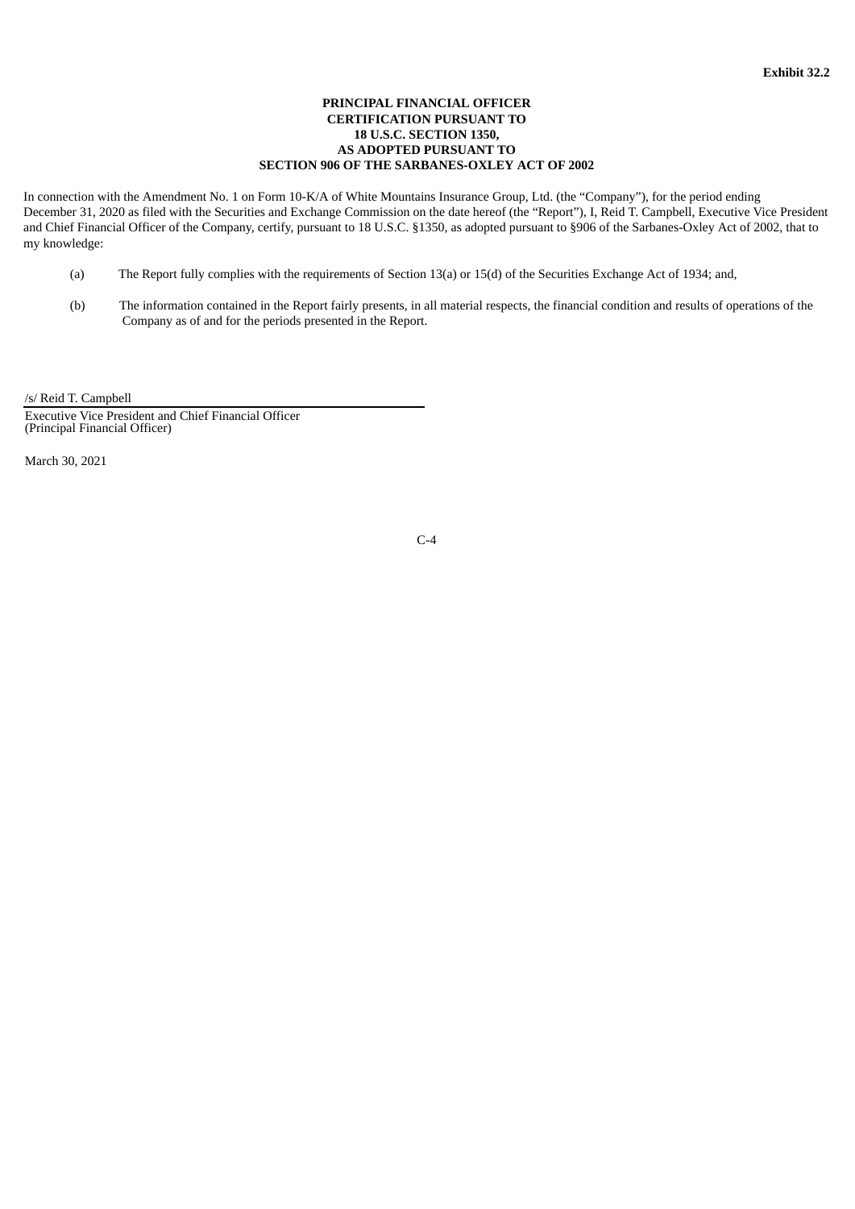**Exhibit 32.2**

**PRINCIPAL FINANCIAL OFFICER
CERTIFICATION PURSUANT TO
18 U.S.C. SECTION 1350,
AS ADOPTED PURSUANT TO
SECTION 906 OF THE SARBANES-OXLEY ACT OF 2002**

In connection with the Amendment No. 1 on Form 10-K/A of White Mountains Insurance Group, Ltd. (the "Company"), for the period ending December 31, 2020 as filed with the Securities and Exchange Commission on the date hereof (the "Report"), I, Reid T. Campbell, Executive Vice President and Chief Financial Officer of the Company, certify, pursuant to 18 U.S.C. §1350, as adopted pursuant to §906 of the Sarbanes-Oxley Act of 2002, that to my knowledge:

(a) The Report fully complies with the requirements of Section 13(a) or 15(d) of the Securities Exchange Act of 1934; and,

(b) The information contained in the Report fairly presents, in all material respects, the financial condition and results of operations of the Company as of and for the periods presented in the Report.

/s/ Reid T. Campbell

Executive Vice President and Chief Financial Officer
(Principal Financial Officer)

March 30, 2021